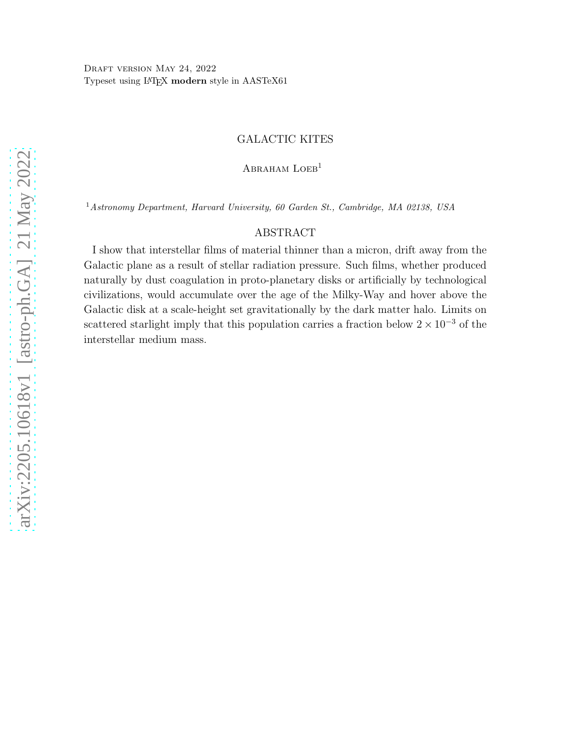Draft version May 24, 2022
Typeset using LaTeX **modern** style in AASTeX61

# GALACTIC KITES

Abraham Loeb[1]

[1] *Astronomy Department, Harvard University, 60 Garden St., Cambridge, MA 02138, USA*

## ABSTRACT

I show that interstellar films of material thinner than a micron, drift away from the Galactic plane as a result of stellar radiation pressure. Such films, whether produced naturally by dust coagulation in proto-planetary disks or artificially by technological civilizations, would accumulate over the age of the Milky-Way and hover above the Galactic disk at a scale-height set gravitationally by the dark matter halo. Limits on scattered starlight imply that this population carries a fraction below $2 \times 10^{-3}$ of the interstellar medium mass.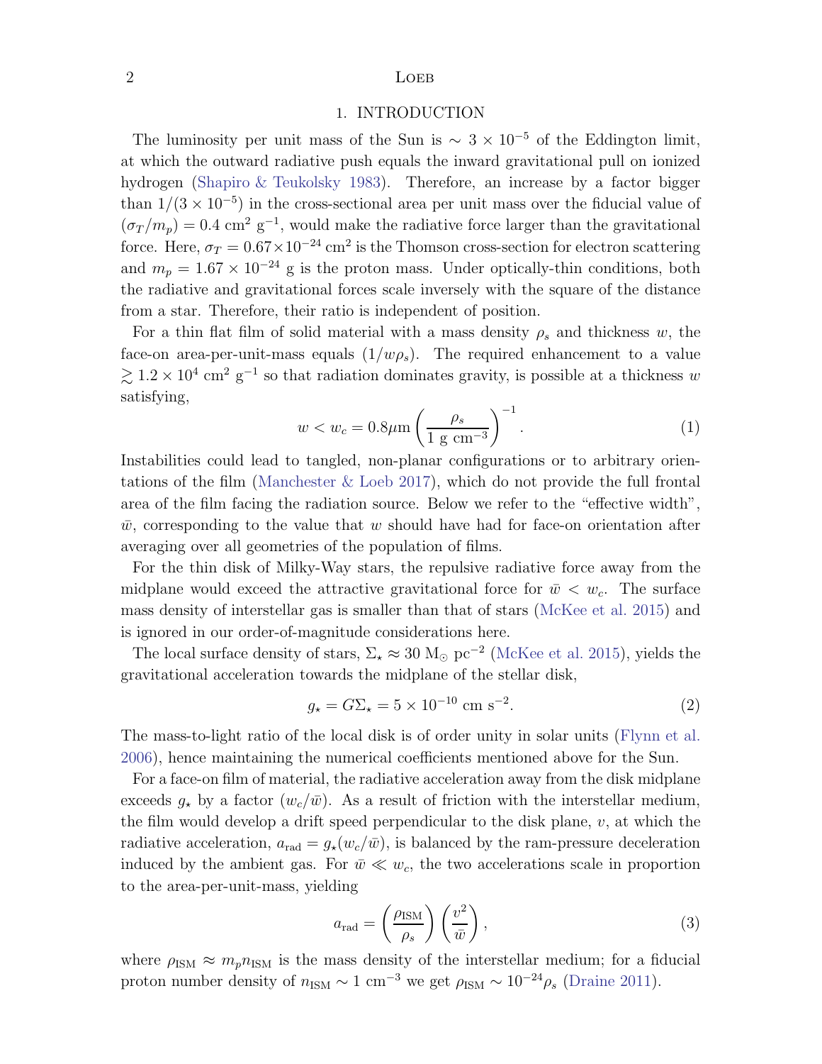# 1. INTRODUCTION

The luminosity per unit mass of the Sun is $\sim 3 \times 10^{-5}$ of the Eddington limit, at which the outward radiative push equals the inward gravitational pull on ionized hydrogen (Shapiro & Teukolsky 1983). Therefore, an increase by a factor bigger than $1/(3 \times 10^{-5})$ in the cross-sectional area per unit mass over the fiducial value of $(\sigma_T/m_p) = 0.4~\mathrm{cm^2~g^{-1}}$, would make the radiative force larger than the gravitational force. Here, $\sigma_T = 0.67 \times 10^{-24}~\mathrm{cm^2}$ is the Thomson cross-section for electron scattering and $m_p = 1.67 \times 10^{-24}$ g is the proton mass. Under optically-thin conditions, both the radiative and gravitational forces scale inversely with the square of the distance from a star. Therefore, their ratio is independent of position.

For a thin flat film of solid material with a mass density $\rho_s$ and thickness $w$, the face-on area-per-unit-mass equals $(1/w\rho_s)$. The required enhancement to a value $\gtrsim 1.2 \times 10^4~\mathrm{cm^2~g^{-1}}$ so that radiation dominates gravity, is possible at a thickness $w$ satisfying,

$$w < w_c = 0.8\mu\mathrm{m} \left( \frac{\rho_s}{1~\mathrm{g~cm^{-3}}} \right)^{-1} . \tag{1}$$

Instabilities could lead to tangled, non-planar configurations or to arbitrary orientations of the film (Manchester & Loeb 2017), which do not provide the full frontal area of the film facing the radiation source. Below we refer to the "effective width", $\bar{w}$, corresponding to the value that $w$ should have had for face-on orientation after averaging over all geometries of the population of films.

For the thin disk of Milky-Way stars, the repulsive radiative force away from the midplane would exceed the attractive gravitational force for $\bar{w} < w_c$. The surface mass density of interstellar gas is smaller than that of stars (McKee et al. 2015) and is ignored in our order-of-magnitude considerations here.

The local surface density of stars, $\Sigma_\star \approx 30~\mathrm{M_\odot~pc^{-2}}$ (McKee et al. 2015), yields the gravitational acceleration towards the midplane of the stellar disk,

$$g_\star = G\Sigma_\star = 5 \times 10^{-10}~\mathrm{cm~s^{-2}}. \tag{2}$$

The mass-to-light ratio of the local disk is of order unity in solar units (Flynn et al. 2006), hence maintaining the numerical coefficients mentioned above for the Sun.

For a face-on film of material, the radiative acceleration away from the disk midplane exceeds $g_\star$ by a factor $(w_c/\bar{w})$. As a result of friction with the interstellar medium, the film would develop a drift speed perpendicular to the disk plane, $v$, at which the radiative acceleration, $a_{\mathrm{rad}} = g_\star(w_c/\bar{w})$, is balanced by the ram-pressure deceleration induced by the ambient gas. For $\bar{w} \ll w_c$, the two accelerations scale in proportion to the area-per-unit-mass, yielding

$$a_{\mathrm{rad}} = \left( \frac{\rho_{\mathrm{ISM}}}{\rho_s} \right) \left( \frac{v^2}{\bar{w}} \right), \tag{3}$$

where $\rho_{\mathrm{ISM}} \approx m_p n_{\mathrm{ISM}}$ is the mass density of the interstellar medium; for a fiducial proton number density of $n_{\mathrm{ISM}} \sim 1~\mathrm{cm^{-3}}$ we get $\rho_{\mathrm{ISM}} \sim 10^{-24}\rho_s$ (Draine 2011).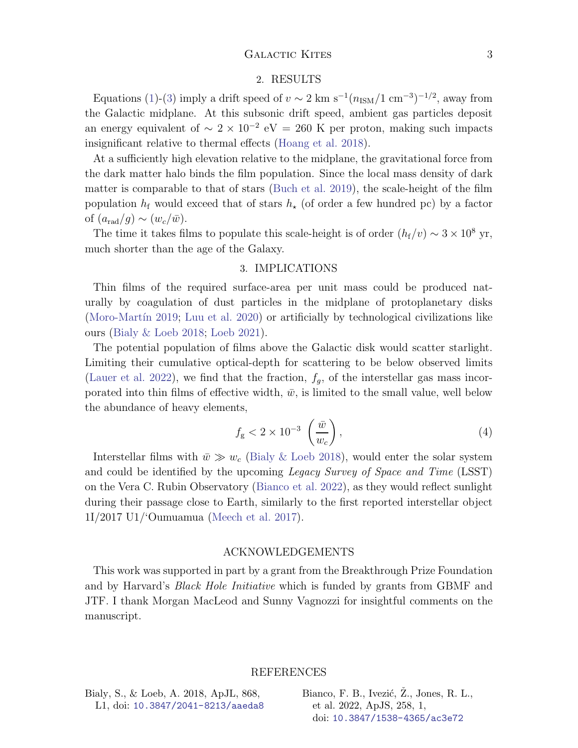## 2. RESULTS

Equations (1)-(3) imply a drift speed of $v \sim 2\ \mathrm{km\ s^{-1}}(n_{\rm ISM}/1\ \mathrm{cm^{-3}})^{-1/2}$, away from the Galactic midplane. At this subsonic drift speed, ambient gas particles deposit an energy equivalent of $\sim 2 \times 10^{-2}$ eV = 260 K per proton, making such impacts insignificant relative to thermal effects (Hoang et al. 2018).

At a sufficiently high elevation relative to the midplane, the gravitational force from the dark matter halo binds the film population. Since the local mass density of dark matter is comparable to that of stars (Buch et al. 2019), the scale-height of the film population $h_{\rm f}$ would exceed that of stars $h_\star$ (of order a few hundred pc) by a factor of $(a_{\rm rad}/g) \sim (w_c/\bar{w})$.

The time it takes films to populate this scale-height is of order $(h_{\rm f}/v) \sim 3 \times 10^8$ yr, much shorter than the age of the Galaxy.

## 3. IMPLICATIONS

Thin films of the required surface-area per unit mass could be produced naturally by coagulation of dust particles in the midplane of protoplanetary disks (Moro-Martín 2019; Luu et al. 2020) or artificially by technological civilizations like ours (Bialy & Loeb 2018; Loeb 2021).

The potential population of films above the Galactic disk would scatter starlight. Limiting their cumulative optical-depth for scattering to be below observed limits (Lauer et al. 2022), we find that the fraction, $f_g$, of the interstellar gas mass incorporated into thin films of effective width, $\bar{w}$, is limited to the small value, well below the abundance of heavy elements,

$$f_{\rm g} < 2 \times 10^{-3} \left(\frac{\bar{w}}{w_c}\right), \tag{4}$$

Interstellar films with $\bar{w} \gg w_c$ (Bialy & Loeb 2018), would enter the solar system and could be identified by the upcoming *Legacy Survey of Space and Time* (LSST) on the Vera C. Rubin Observatory (Bianco et al. 2022), as they would reflect sunlight during their passage close to Earth, similarly to the first reported interstellar object 1I/2017 U1/'Oumuamua (Meech et al. 2017).

## ACKNOWLEDGEMENTS

This work was supported in part by a grant from the Breakthrough Prize Foundation and by Harvard's *Black Hole Initiative* which is funded by grants from GBMF and JTF. I thank Morgan MacLeod and Sunny Vagnozzi for insightful comments on the manuscript.

## REFERENCES

Bialy, S., & Loeb, A. 2018, ApJL, 868, L1, doi: 10.3847/2041-8213/aaeda8

Bianco, F. B., Ivezić, Ž., Jones, R. L., et al. 2022, ApJS, 258, 1, doi: 10.3847/1538-4365/ac3e72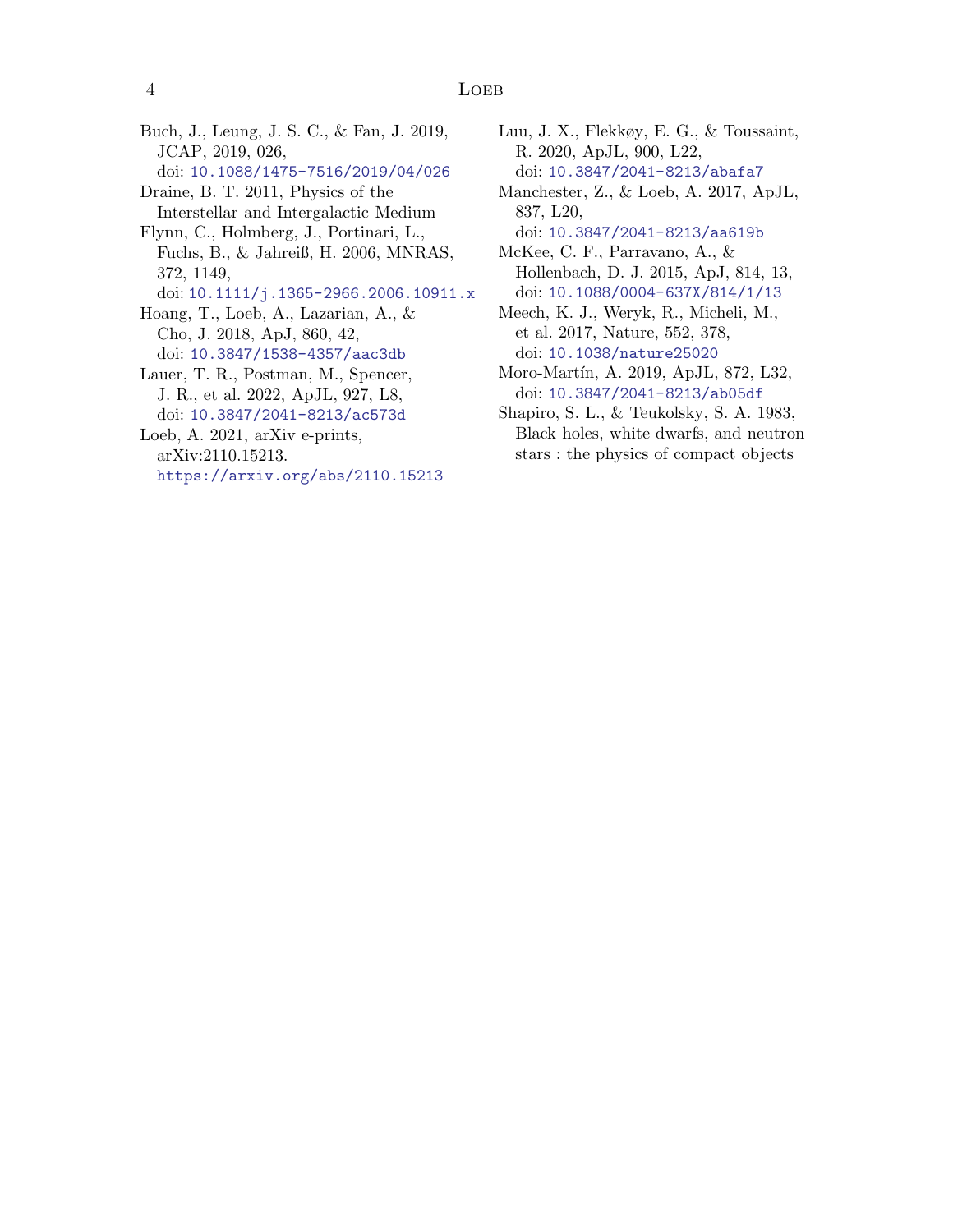Buch, J., Leung, J. S. C., & Fan, J. 2019, JCAP, 2019, 026, doi: 10.1088/1475-7516/2019/04/026

Draine, B. T. 2011, Physics of the Interstellar and Intergalactic Medium

Flynn, C., Holmberg, J., Portinari, L., Fuchs, B., & Jahreiß, H. 2006, MNRAS, 372, 1149, doi: 10.1111/j.1365-2966.2006.10911.x

Hoang, T., Loeb, A., Lazarian, A., & Cho, J. 2018, ApJ, 860, 42, doi: 10.3847/1538-4357/aac3db

Lauer, T. R., Postman, M., Spencer, J. R., et al. 2022, ApJL, 927, L8, doi: 10.3847/2041-8213/ac573d

Loeb, A. 2021, arXiv e-prints, arXiv:2110.15213. https://arxiv.org/abs/2110.15213

Luu, J. X., Flekkøy, E. G., & Toussaint, R. 2020, ApJL, 900, L22, doi: 10.3847/2041-8213/abafa7

Manchester, Z., & Loeb, A. 2017, ApJL, 837, L20, doi: 10.3847/2041-8213/aa619b

McKee, C. F., Parravano, A., & Hollenbach, D. J. 2015, ApJ, 814, 13, doi: 10.1088/0004-637X/814/1/13

Meech, K. J., Weryk, R., Micheli, M., et al. 2017, Nature, 552, 378, doi: 10.1038/nature25020

Moro-Martín, A. 2019, ApJL, 872, L32, doi: 10.3847/2041-8213/ab05df

Shapiro, S. L., & Teukolsky, S. A. 1983, Black holes, white dwarfs, and neutron stars : the physics of compact objects